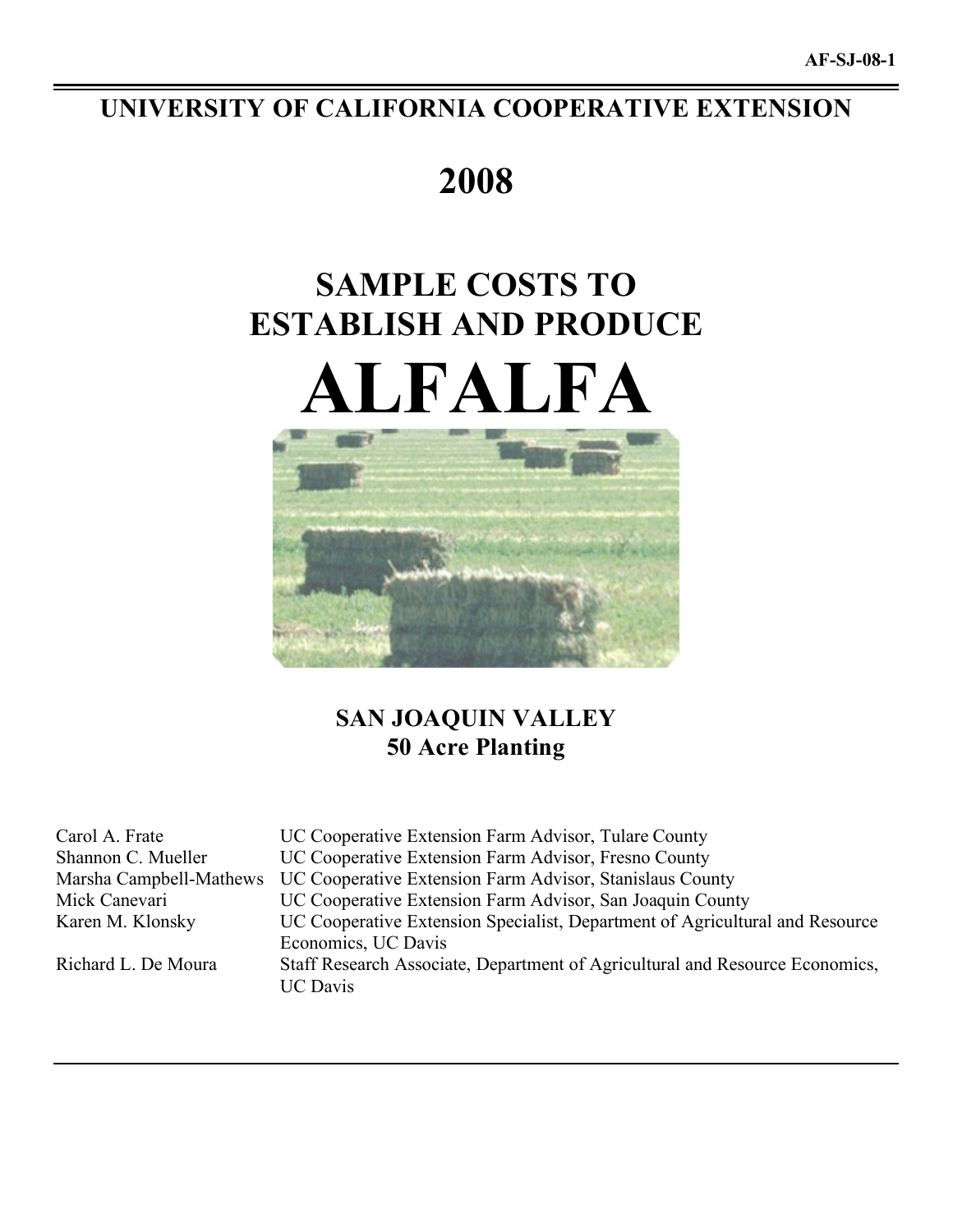AF-SJ-08-1

# UNIVERSITY OF CALIFORNIA COOPERATIVE EXTENSION

# 2008

# SAMPLE COSTS TO ESTABLISH AND PRODUCE

# ALFALFA

## SAN JOAQUIN VALLEY
## 50 Acre Planting

| | |
|---|---|
| Carol A. Frate | UC Cooperative Extension Farm Advisor, Tulare County |
| Shannon C. Mueller | UC Cooperative Extension Farm Advisor, Fresno County |
| Marsha Campbell-Mathews | UC Cooperative Extension Farm Advisor, Stanislaus County |
| Mick Canevari | UC Cooperative Extension Farm Advisor, San Joaquin County |
| Karen M. Klonsky | UC Cooperative Extension Specialist, Department of Agricultural and Resource Economics, UC Davis |
| Richard L. De Moura | Staff Research Associate, Department of Agricultural and Resource Economics, UC Davis |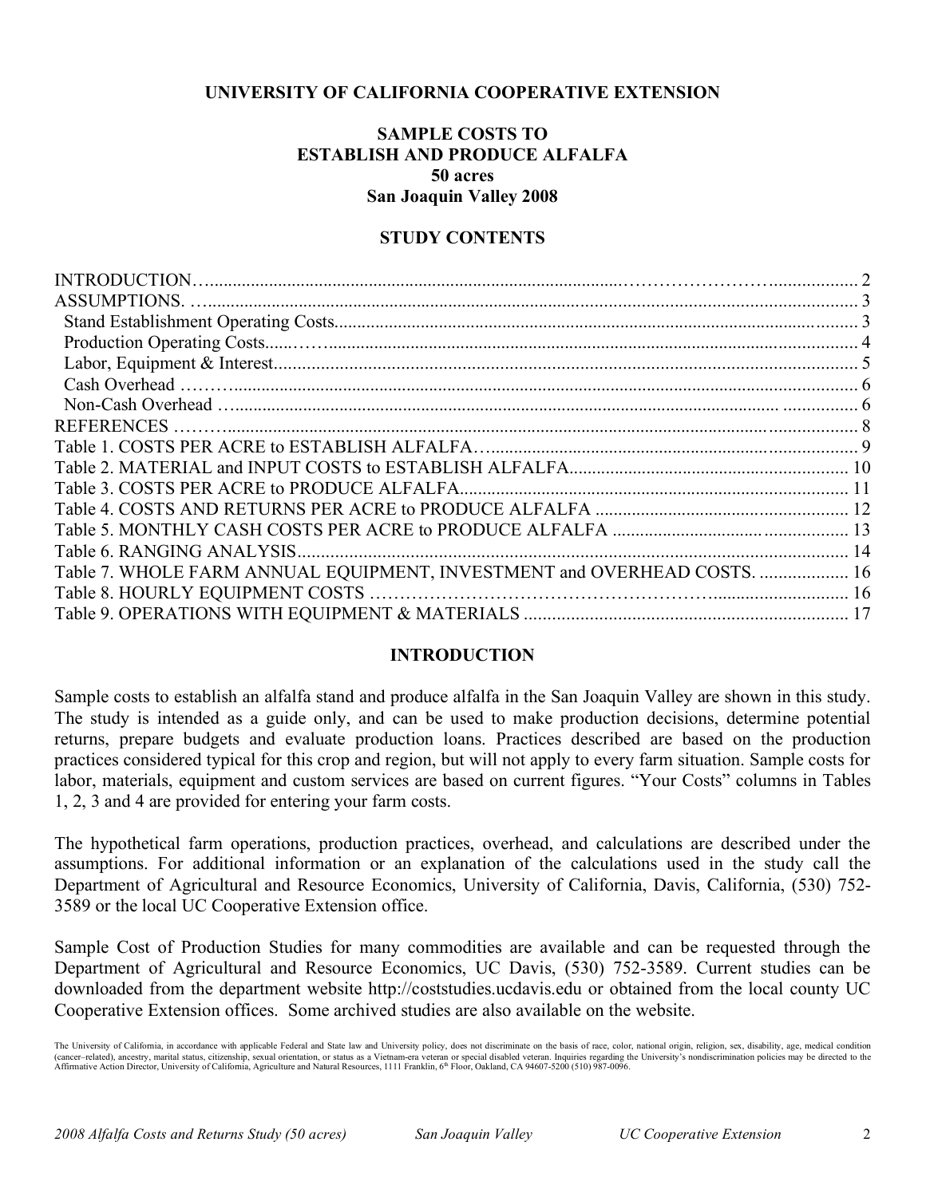**UNIVERSITY OF CALIFORNIA COOPERATIVE EXTENSION**

# SAMPLE COSTS TO ESTABLISH AND PRODUCE ALFALFA 50 acres San Joaquin Valley 2008

## STUDY CONTENTS

| | |
|---|---|
| INTRODUCTION | 2 |
| ASSUMPTIONS. | 3 |
| Stand Establishment Operating Costs | 3 |
| Production Operating Costs | 4 |
| Labor, Equipment & Interest | 5 |
| Cash Overhead | 6 |
| Non-Cash Overhead | 6 |
| REFERENCES | 8 |
| Table 1. COSTS PER ACRE to ESTABLISH ALFALFA | 9 |
| Table 2. MATERIAL and INPUT COSTS to ESTABLISH ALFALFA | 10 |
| Table 3. COSTS PER ACRE to PRODUCE ALFALFA | 11 |
| Table 4. COSTS AND RETURNS PER ACRE to PRODUCE ALFALFA | 12 |
| Table 5. MONTHLY CASH COSTS PER ACRE to PRODUCE ALFALFA | 13 |
| Table 6. RANGING ANALYSIS | 14 |
| Table 7. WHOLE FARM ANNUAL EQUIPMENT, INVESTMENT and OVERHEAD COSTS. | 16 |
| Table 8. HOURLY EQUIPMENT COSTS | 16 |
| Table 9. OPERATIONS WITH EQUIPMENT & MATERIALS | 17 |

## INTRODUCTION

Sample costs to establish an alfalfa stand and produce alfalfa in the San Joaquin Valley are shown in this study. The study is intended as a guide only, and can be used to make production decisions, determine potential returns, prepare budgets and evaluate production loans. Practices described are based on the production practices considered typical for this crop and region, but will not apply to every farm situation. Sample costs for labor, materials, equipment and custom services are based on current figures. "Your Costs" columns in Tables 1, 2, 3 and 4 are provided for entering your farm costs.

The hypothetical farm operations, production practices, overhead, and calculations are described under the assumptions. For additional information or an explanation of the calculations used in the study call the Department of Agricultural and Resource Economics, University of California, Davis, California, (530) 752-3589 or the local UC Cooperative Extension office.

Sample Cost of Production Studies for many commodities are available and can be requested through the Department of Agricultural and Resource Economics, UC Davis, (530) 752-3589. Current studies can be downloaded from the department website http://coststudies.ucdavis.edu or obtained from the local county UC Cooperative Extension offices. Some archived studies are also available on the website.

The University of California, in accordance with applicable Federal and State law and University policy, does not discriminate on the basis of race, color, national origin, religion, sex, disability, age, medical condition (cancer–related), ancestry, marital status, citizenship, sexual orientation, or status as a Vietnam-era veteran or special disabled veteran. Inquiries regarding the University's nondiscrimination policies may be directed to the Affirmative Action Director, University of California, Agriculture and Natural Resources, 1111 Franklin, 6th Floor, Oakland, CA 94607-5200 (510) 987-0096.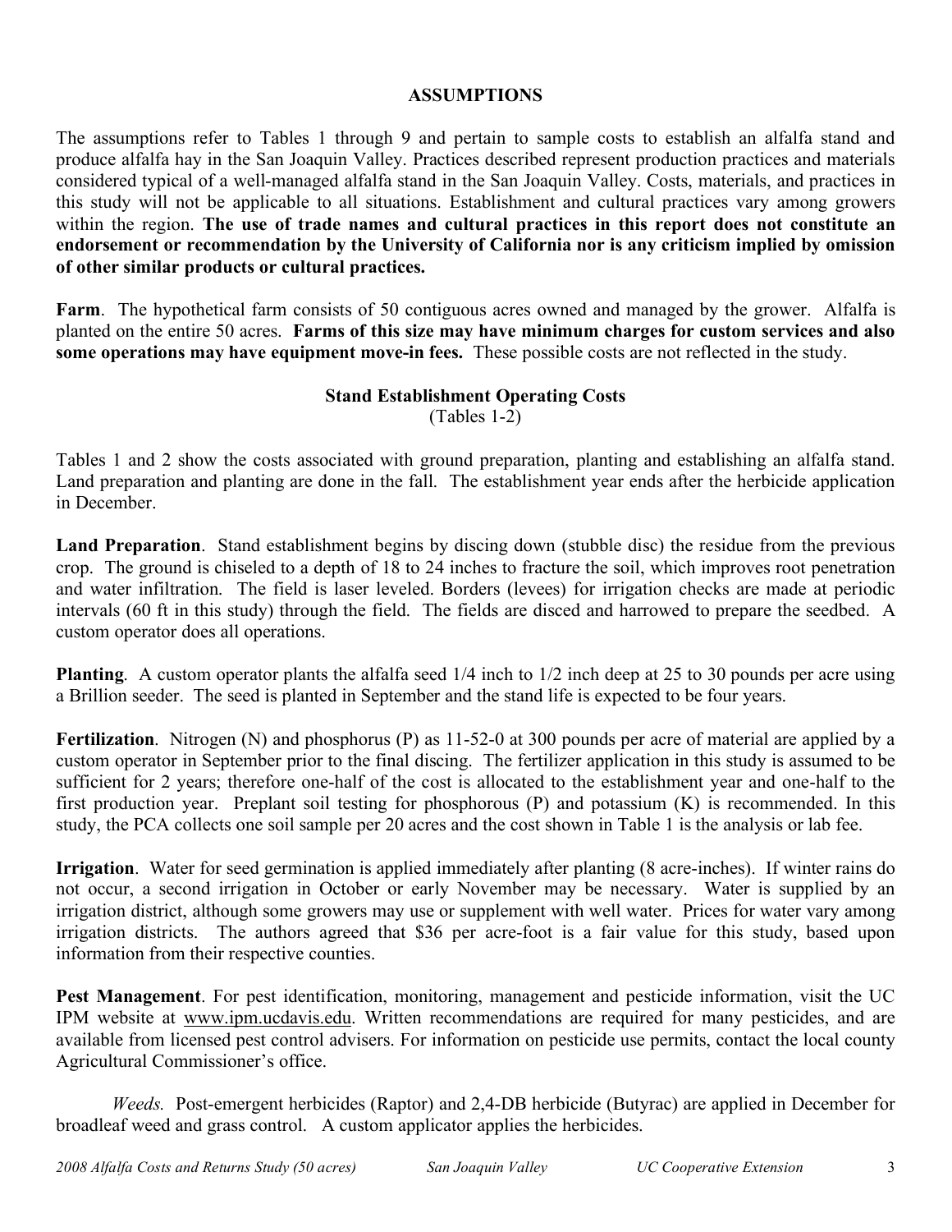## ASSUMPTIONS

The assumptions refer to Tables 1 through 9 and pertain to sample costs to establish an alfalfa stand and produce alfalfa hay in the San Joaquin Valley. Practices described represent production practices and materials considered typical of a well-managed alfalfa stand in the San Joaquin Valley. Costs, materials, and practices in this study will not be applicable to all situations. Establishment and cultural practices vary among growers within the region. **The use of trade names and cultural practices in this report does not constitute an endorsement or recommendation by the University of California nor is any criticism implied by omission of other similar products or cultural practices.**

**Farm**. The hypothetical farm consists of 50 contiguous acres owned and managed by the grower. Alfalfa is planted on the entire 50 acres. **Farms of this size may have minimum charges for custom services and also some operations may have equipment move-in fees.** These possible costs are not reflected in the study.

### Stand Establishment Operating Costs
(Tables 1-2)

Tables 1 and 2 show the costs associated with ground preparation, planting and establishing an alfalfa stand. Land preparation and planting are done in the fall. The establishment year ends after the herbicide application in December.

**Land Preparation**. Stand establishment begins by discing down (stubble disc) the residue from the previous crop. The ground is chiseled to a depth of 18 to 24 inches to fracture the soil, which improves root penetration and water infiltration. The field is laser leveled. Borders (levees) for irrigation checks are made at periodic intervals (60 ft in this study) through the field. The fields are disced and harrowed to prepare the seedbed. A custom operator does all operations.

**Planting**. A custom operator plants the alfalfa seed 1/4 inch to 1/2 inch deep at 25 to 30 pounds per acre using a Brillion seeder. The seed is planted in September and the stand life is expected to be four years.

**Fertilization**. Nitrogen (N) and phosphorus (P) as 11-52-0 at 300 pounds per acre of material are applied by a custom operator in September prior to the final discing. The fertilizer application in this study is assumed to be sufficient for 2 years; therefore one-half of the cost is allocated to the establishment year and one-half to the first production year. Preplant soil testing for phosphorous (P) and potassium (K) is recommended. In this study, the PCA collects one soil sample per 20 acres and the cost shown in Table 1 is the analysis or lab fee.

**Irrigation**. Water for seed germination is applied immediately after planting (8 acre-inches). If winter rains do not occur, a second irrigation in October or early November may be necessary. Water is supplied by an irrigation district, although some growers may use or supplement with well water. Prices for water vary among irrigation districts. The authors agreed that $36 per acre-foot is a fair value for this study, based upon information from their respective counties.

**Pest Management**. For pest identification, monitoring, management and pesticide information, visit the UC IPM website at www.ipm.ucdavis.edu. Written recommendations are required for many pesticides, and are available from licensed pest control advisers. For information on pesticide use permits, contact the local county Agricultural Commissioner's office.

*Weeds.* Post-emergent herbicides (Raptor) and 2,4-DB herbicide (Butyrac) are applied in December for broadleaf weed and grass control. A custom applicator applies the herbicides.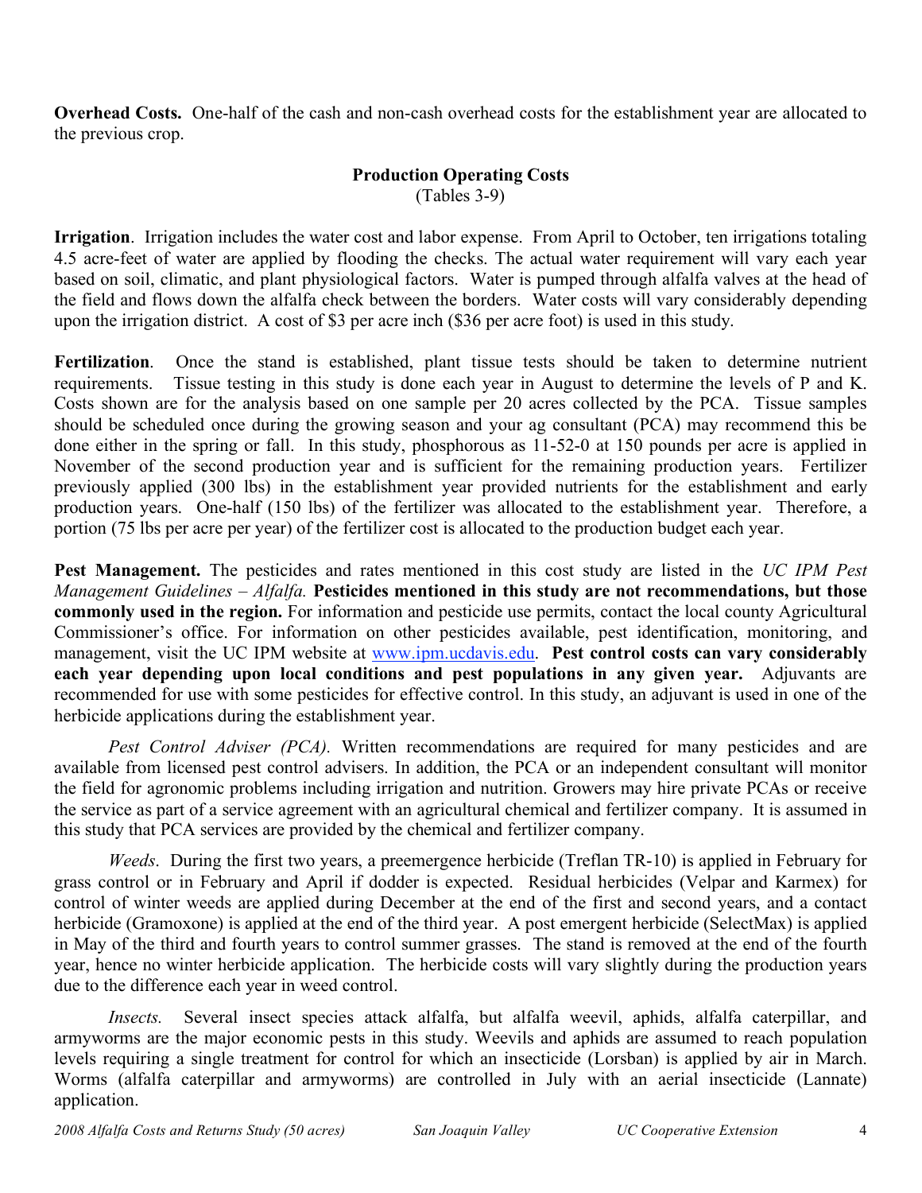**Overhead Costs.** One-half of the cash and non-cash overhead costs for the establishment year are allocated to the previous crop.

## Production Operating Costs
(Tables 3-9)

**Irrigation**. Irrigation includes the water cost and labor expense. From April to October, ten irrigations totaling 4.5 acre-feet of water are applied by flooding the checks. The actual water requirement will vary each year based on soil, climatic, and plant physiological factors. Water is pumped through alfalfa valves at the head of the field and flows down the alfalfa check between the borders. Water costs will vary considerably depending upon the irrigation district. A cost of $3 per acre inch ($36 per acre foot) is used in this study.

**Fertilization**. Once the stand is established, plant tissue tests should be taken to determine nutrient requirements. Tissue testing in this study is done each year in August to determine the levels of P and K. Costs shown are for the analysis based on one sample per 20 acres collected by the PCA. Tissue samples should be scheduled once during the growing season and your ag consultant (PCA) may recommend this be done either in the spring or fall. In this study, phosphorous as 11-52-0 at 150 pounds per acre is applied in November of the second production year and is sufficient for the remaining production years. Fertilizer previously applied (300 lbs) in the establishment year provided nutrients for the establishment and early production years. One-half (150 lbs) of the fertilizer was allocated to the establishment year. Therefore, a portion (75 lbs per acre per year) of the fertilizer cost is allocated to the production budget each year.

**Pest Management.** The pesticides and rates mentioned in this cost study are listed in the *UC IPM Pest Management Guidelines – Alfalfa.* **Pesticides mentioned in this study are not recommendations, but those commonly used in the region.** For information and pesticide use permits, contact the local county Agricultural Commissioner's office. For information on other pesticides available, pest identification, monitoring, and management, visit the UC IPM website at www.ipm.ucdavis.edu. **Pest control costs can vary considerably each year depending upon local conditions and pest populations in any given year.** Adjuvants are recommended for use with some pesticides for effective control. In this study, an adjuvant is used in one of the herbicide applications during the establishment year.

*Pest Control Adviser (PCA).* Written recommendations are required for many pesticides and are available from licensed pest control advisers. In addition, the PCA or an independent consultant will monitor the field for agronomic problems including irrigation and nutrition. Growers may hire private PCAs or receive the service as part of a service agreement with an agricultural chemical and fertilizer company. It is assumed in this study that PCA services are provided by the chemical and fertilizer company.

*Weeds*. During the first two years, a preemergence herbicide (Treflan TR-10) is applied in February for grass control or in February and April if dodder is expected. Residual herbicides (Velpar and Karmex) for control of winter weeds are applied during December at the end of the first and second years, and a contact herbicide (Gramoxone) is applied at the end of the third year. A post emergent herbicide (SelectMax) is applied in May of the third and fourth years to control summer grasses. The stand is removed at the end of the fourth year, hence no winter herbicide application. The herbicide costs will vary slightly during the production years due to the difference each year in weed control.

*Insects.* Several insect species attack alfalfa, but alfalfa weevil, aphids, alfalfa caterpillar, and armyworms are the major economic pests in this study. Weevils and aphids are assumed to reach population levels requiring a single treatment for control for which an insecticide (Lorsban) is applied by air in March. Worms (alfalfa caterpillar and armyworms) are controlled in July with an aerial insecticide (Lannate) application.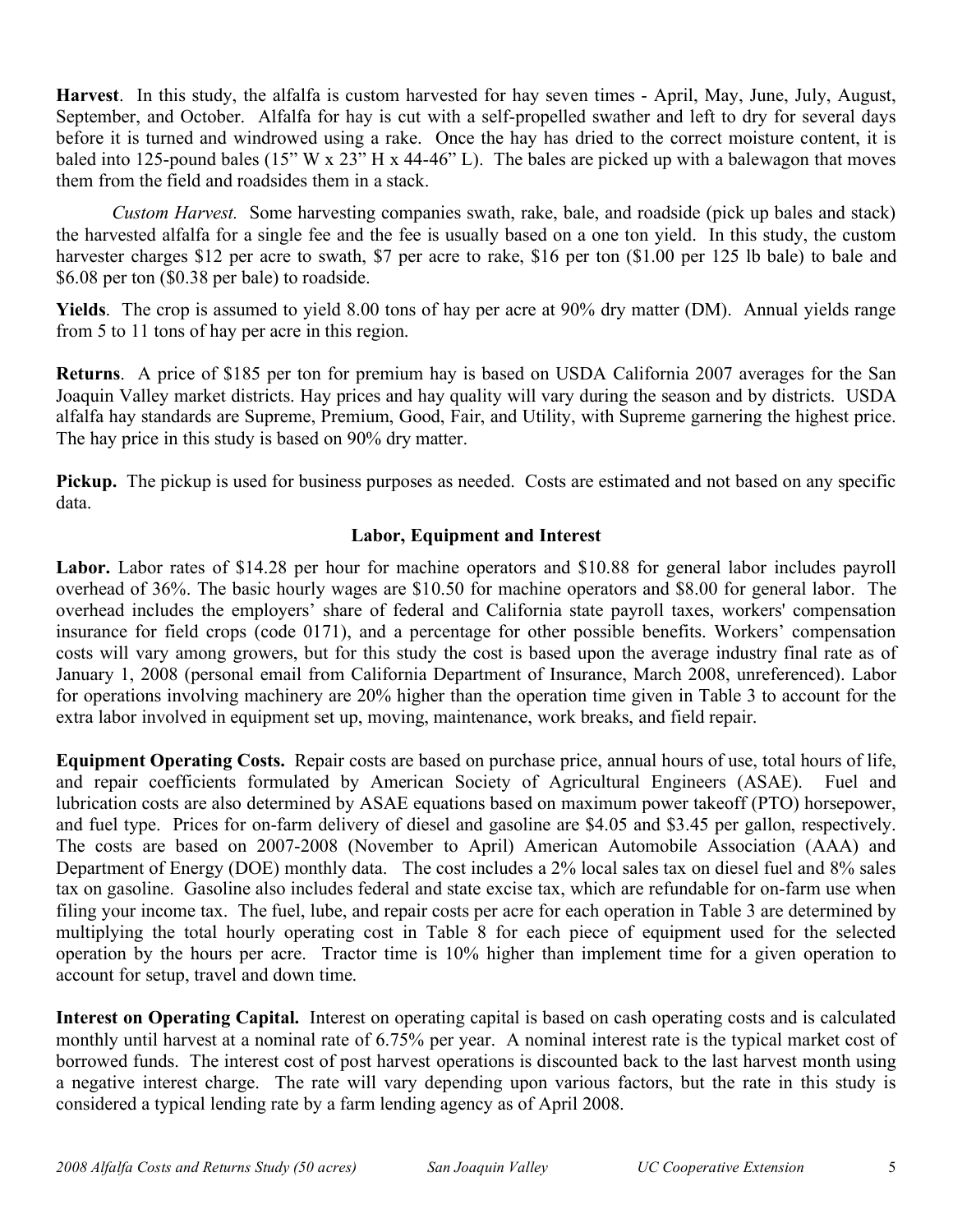**Harvest**. In this study, the alfalfa is custom harvested for hay seven times - April, May, June, July, August, September, and October. Alfalfa for hay is cut with a self-propelled swather and left to dry for several days before it is turned and windrowed using a rake. Once the hay has dried to the correct moisture content, it is baled into 125-pound bales (15" W x 23" H x 44-46" L). The bales are picked up with a balewagon that moves them from the field and roadsides them in a stack.

*Custom Harvest.* Some harvesting companies swath, rake, bale, and roadside (pick up bales and stack) the harvested alfalfa for a single fee and the fee is usually based on a one ton yield. In this study, the custom harvester charges $12 per acre to swath, $7 per acre to rake, $16 per ton ($1.00 per 125 lb bale) to bale and $6.08 per ton ($0.38 per bale) to roadside.

**Yields**. The crop is assumed to yield 8.00 tons of hay per acre at 90% dry matter (DM). Annual yields range from 5 to 11 tons of hay per acre in this region.

**Returns**. A price of $185 per ton for premium hay is based on USDA California 2007 averages for the San Joaquin Valley market districts. Hay prices and hay quality will vary during the season and by districts. USDA alfalfa hay standards are Supreme, Premium, Good, Fair, and Utility, with Supreme garnering the highest price. The hay price in this study is based on 90% dry matter.

**Pickup.** The pickup is used for business purposes as needed. Costs are estimated and not based on any specific data.

## Labor, Equipment and Interest

**Labor.** Labor rates of $14.28 per hour for machine operators and $10.88 for general labor includes payroll overhead of 36%. The basic hourly wages are $10.50 for machine operators and $8.00 for general labor. The overhead includes the employers' share of federal and California state payroll taxes, workers' compensation insurance for field crops (code 0171), and a percentage for other possible benefits. Workers' compensation costs will vary among growers, but for this study the cost is based upon the average industry final rate as of January 1, 2008 (personal email from California Department of Insurance, March 2008, unreferenced). Labor for operations involving machinery are 20% higher than the operation time given in Table 3 to account for the extra labor involved in equipment set up, moving, maintenance, work breaks, and field repair.

**Equipment Operating Costs.** Repair costs are based on purchase price, annual hours of use, total hours of life, and repair coefficients formulated by American Society of Agricultural Engineers (ASAE). Fuel and lubrication costs are also determined by ASAE equations based on maximum power takeoff (PTO) horsepower, and fuel type. Prices for on-farm delivery of diesel and gasoline are $4.05 and $3.45 per gallon, respectively. The costs are based on 2007-2008 (November to April) American Automobile Association (AAA) and Department of Energy (DOE) monthly data. The cost includes a 2% local sales tax on diesel fuel and 8% sales tax on gasoline. Gasoline also includes federal and state excise tax, which are refundable for on-farm use when filing your income tax. The fuel, lube, and repair costs per acre for each operation in Table 3 are determined by multiplying the total hourly operating cost in Table 8 for each piece of equipment used for the selected operation by the hours per acre. Tractor time is 10% higher than implement time for a given operation to account for setup, travel and down time.

**Interest on Operating Capital.** Interest on operating capital is based on cash operating costs and is calculated monthly until harvest at a nominal rate of 6.75% per year. A nominal interest rate is the typical market cost of borrowed funds. The interest cost of post harvest operations is discounted back to the last harvest month using a negative interest charge. The rate will vary depending upon various factors, but the rate in this study is considered a typical lending rate by a farm lending agency as of April 2008.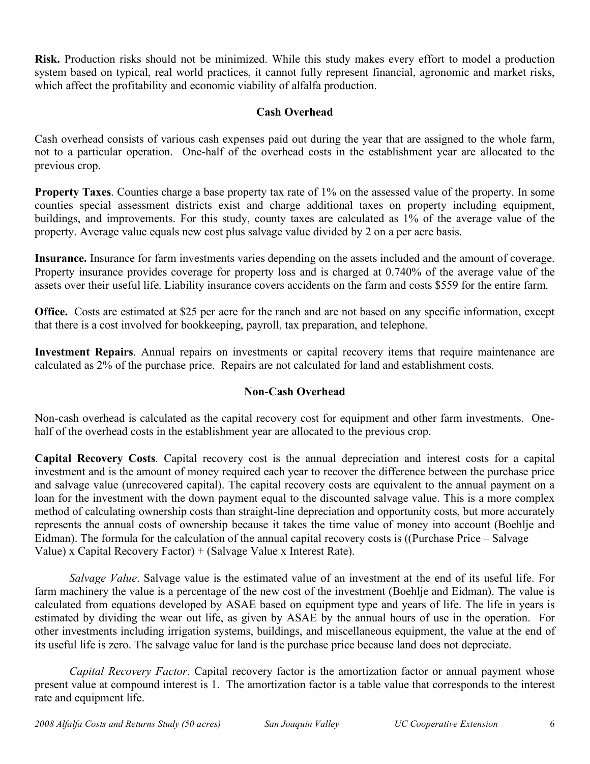**Risk.** Production risks should not be minimized. While this study makes every effort to model a production system based on typical, real world practices, it cannot fully represent financial, agronomic and market risks, which affect the profitability and economic viability of alfalfa production.

## Cash Overhead

Cash overhead consists of various cash expenses paid out during the year that are assigned to the whole farm, not to a particular operation. One-half of the overhead costs in the establishment year are allocated to the previous crop.

**Property Taxes**. Counties charge a base property tax rate of 1% on the assessed value of the property. In some counties special assessment districts exist and charge additional taxes on property including equipment, buildings, and improvements. For this study, county taxes are calculated as 1% of the average value of the property. Average value equals new cost plus salvage value divided by 2 on a per acre basis.

**Insurance.** Insurance for farm investments varies depending on the assets included and the amount of coverage. Property insurance provides coverage for property loss and is charged at 0.740% of the average value of the assets over their useful life. Liability insurance covers accidents on the farm and costs $559 for the entire farm.

**Office.** Costs are estimated at $25 per acre for the ranch and are not based on any specific information, except that there is a cost involved for bookkeeping, payroll, tax preparation, and telephone.

**Investment Repairs**. Annual repairs on investments or capital recovery items that require maintenance are calculated as 2% of the purchase price. Repairs are not calculated for land and establishment costs.

## Non-Cash Overhead

Non-cash overhead is calculated as the capital recovery cost for equipment and other farm investments. One-half of the overhead costs in the establishment year are allocated to the previous crop.

**Capital Recovery Costs**. Capital recovery cost is the annual depreciation and interest costs for a capital investment and is the amount of money required each year to recover the difference between the purchase price and salvage value (unrecovered capital). The capital recovery costs are equivalent to the annual payment on a loan for the investment with the down payment equal to the discounted salvage value. This is a more complex method of calculating ownership costs than straight-line depreciation and opportunity costs, but more accurately represents the annual costs of ownership because it takes the time value of money into account (Boehlje and Eidman). The formula for the calculation of the annual capital recovery costs is ((Purchase Price – Salvage Value) x Capital Recovery Factor) + (Salvage Value x Interest Rate).

*Salvage Value*. Salvage value is the estimated value of an investment at the end of its useful life. For farm machinery the value is a percentage of the new cost of the investment (Boehlje and Eidman). The value is calculated from equations developed by ASAE based on equipment type and years of life. The life in years is estimated by dividing the wear out life, as given by ASAE by the annual hours of use in the operation. For other investments including irrigation systems, buildings, and miscellaneous equipment, the value at the end of its useful life is zero. The salvage value for land is the purchase price because land does not depreciate.

*Capital Recovery Factor*. Capital recovery factor is the amortization factor or annual payment whose present value at compound interest is 1. The amortization factor is a table value that corresponds to the interest rate and equipment life.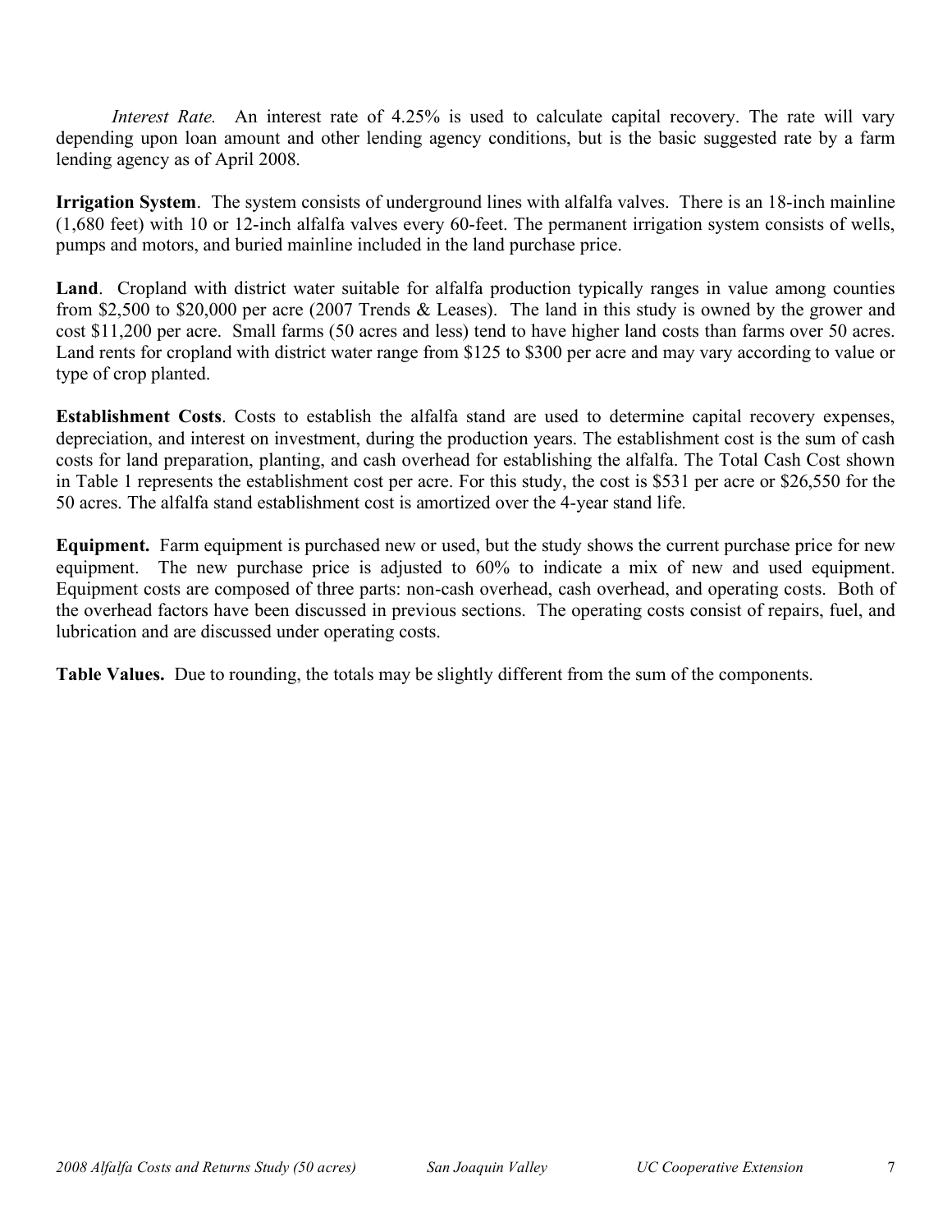*Interest Rate.* An interest rate of 4.25% is used to calculate capital recovery. The rate will vary depending upon loan amount and other lending agency conditions, but is the basic suggested rate by a farm lending agency as of April 2008.

**Irrigation System**. The system consists of underground lines with alfalfa valves. There is an 18-inch mainline (1,680 feet) with 10 or 12-inch alfalfa valves every 60-feet. The permanent irrigation system consists of wells, pumps and motors, and buried mainline included in the land purchase price.

**Land**. Cropland with district water suitable for alfalfa production typically ranges in value among counties from $2,500 to $20,000 per acre (2007 Trends & Leases). The land in this study is owned by the grower and cost $11,200 per acre. Small farms (50 acres and less) tend to have higher land costs than farms over 50 acres. Land rents for cropland with district water range from $125 to $300 per acre and may vary according to value or type of crop planted.

**Establishment Costs**. Costs to establish the alfalfa stand are used to determine capital recovery expenses, depreciation, and interest on investment, during the production years. The establishment cost is the sum of cash costs for land preparation, planting, and cash overhead for establishing the alfalfa. The Total Cash Cost shown in Table 1 represents the establishment cost per acre. For this study, the cost is $531 per acre or $26,550 for the 50 acres. The alfalfa stand establishment cost is amortized over the 4-year stand life.

**Equipment.** Farm equipment is purchased new or used, but the study shows the current purchase price for new equipment. The new purchase price is adjusted to 60% to indicate a mix of new and used equipment. Equipment costs are composed of three parts: non-cash overhead, cash overhead, and operating costs. Both of the overhead factors have been discussed in previous sections. The operating costs consist of repairs, fuel, and lubrication and are discussed under operating costs.

**Table Values.** Due to rounding, the totals may be slightly different from the sum of the components.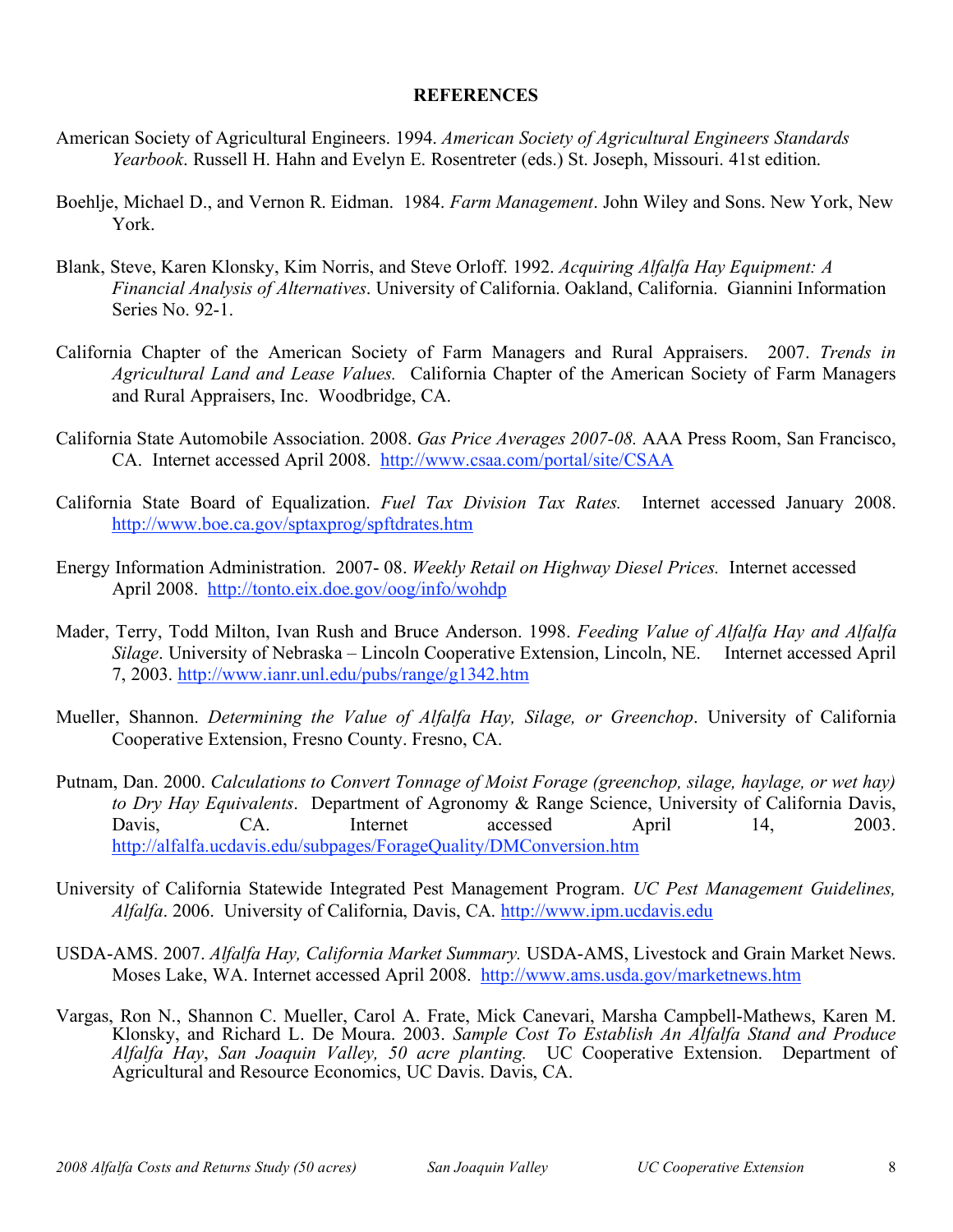## REFERENCES

American Society of Agricultural Engineers. 1994. *American Society of Agricultural Engineers Standards Yearbook*. Russell H. Hahn and Evelyn E. Rosentreter (eds.) St. Joseph, Missouri. 41st edition.

Boehlje, Michael D., and Vernon R. Eidman. 1984. *Farm Management*. John Wiley and Sons. New York, New York.

Blank, Steve, Karen Klonsky, Kim Norris, and Steve Orloff. 1992. *Acquiring Alfalfa Hay Equipment: A Financial Analysis of Alternatives*. University of California. Oakland, California. Giannini Information Series No. 92-1.

California Chapter of the American Society of Farm Managers and Rural Appraisers. 2007. *Trends in Agricultural Land and Lease Values.* California Chapter of the American Society of Farm Managers and Rural Appraisers, Inc. Woodbridge, CA.

California State Automobile Association. 2008. *Gas Price Averages 2007-08.* AAA Press Room, San Francisco, CA. Internet accessed April 2008. http://www.csaa.com/portal/site/CSAA

California State Board of Equalization. *Fuel Tax Division Tax Rates.* Internet accessed January 2008. http://www.boe.ca.gov/sptaxprog/spftdrates.htm

Energy Information Administration. 2007- 08. *Weekly Retail on Highway Diesel Prices.* Internet accessed April 2008. http://tonto.eix.doe.gov/oog/info/wohdp

Mader, Terry, Todd Milton, Ivan Rush and Bruce Anderson. 1998. *Feeding Value of Alfalfa Hay and Alfalfa Silage*. University of Nebraska – Lincoln Cooperative Extension, Lincoln, NE. Internet accessed April 7, 2003. http://www.ianr.unl.edu/pubs/range/g1342.htm

Mueller, Shannon. *Determining the Value of Alfalfa Hay, Silage, or Greenchop*. University of California Cooperative Extension, Fresno County. Fresno, CA.

Putnam, Dan. 2000. *Calculations to Convert Tonnage of Moist Forage (greenchop, silage, haylage, or wet hay) to Dry Hay Equivalents*. Department of Agronomy & Range Science, University of California Davis, Davis, CA. Internet accessed April 14, 2003. http://alfalfa.ucdavis.edu/subpages/ForageQuality/DMConversion.htm

University of California Statewide Integrated Pest Management Program. *UC Pest Management Guidelines, Alfalfa*. 2006. University of California, Davis, CA. http://www.ipm.ucdavis.edu

USDA-AMS. 2007. *Alfalfa Hay, California Market Summary.* USDA-AMS, Livestock and Grain Market News. Moses Lake, WA. Internet accessed April 2008. http://www.ams.usda.gov/marketnews.htm

Vargas, Ron N., Shannon C. Mueller, Carol A. Frate, Mick Canevari, Marsha Campbell-Mathews, Karen M. Klonsky, and Richard L. De Moura. 2003. *Sample Cost To Establish An Alfalfa Stand and Produce Alfalfa Hay*, *San Joaquin Valley, 50 acre planting.* UC Cooperative Extension. Department of Agricultural and Resource Economics, UC Davis. Davis, CA.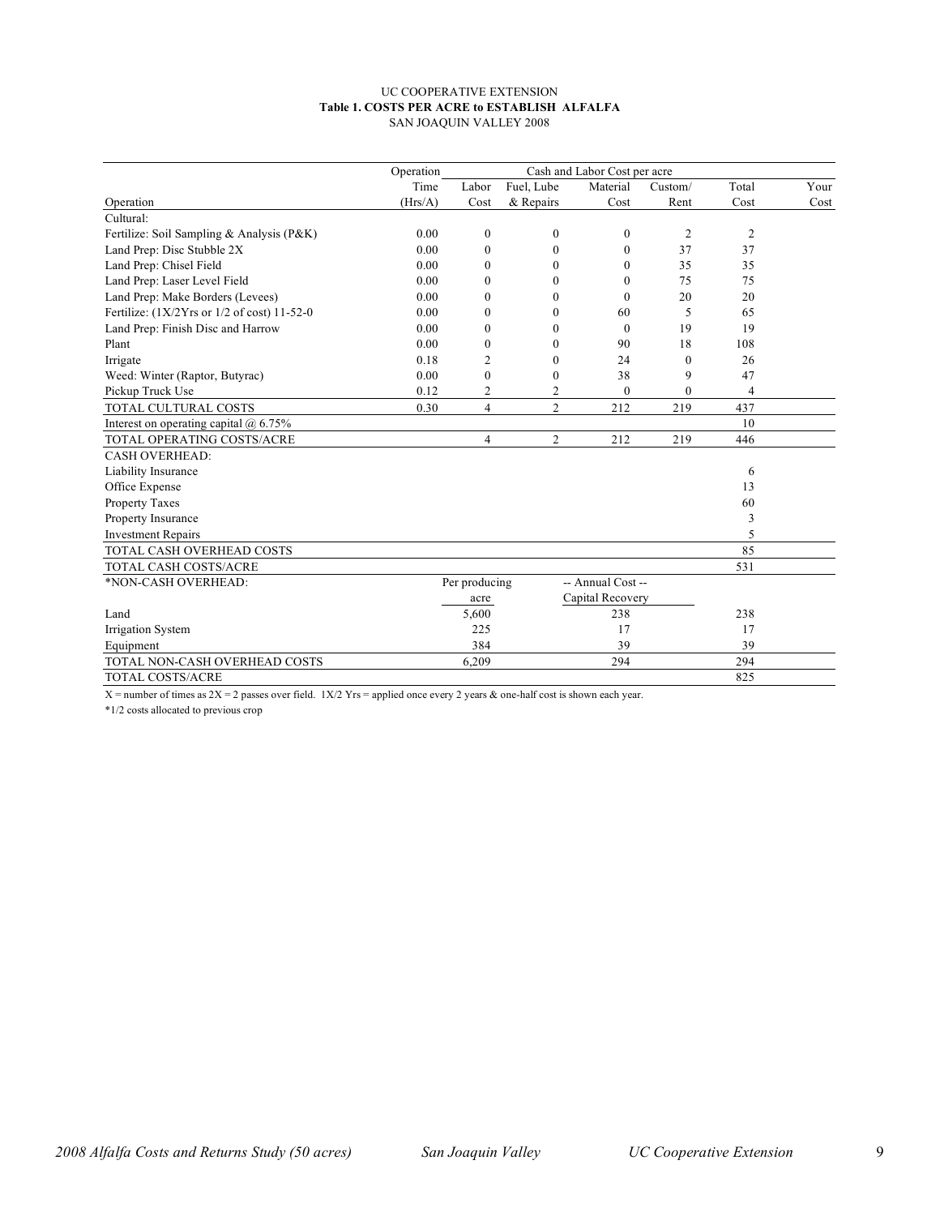UC COOPERATIVE EXTENSION

**Table 1. COSTS PER ACRE to ESTABLISH ALFALFA**

SAN JOAQUIN VALLEY 2008

| | Operation | Cash and Labor Cost per acre | | | | | | |
|---|---|---|---|---|---|---|---|---|
| | Time | Labor | Fuel, Lube | Material | Custom/ | Total | Your |
| Operation | (Hrs/A) | Cost | & Repairs | Cost | Rent | Cost | Cost |
| Cultural: | | | | | | | |
| Fertilize: Soil Sampling & Analysis (P&K) | 0.00 | 0 | 0 | 0 | 2 | 2 | |
| Land Prep: Disc Stubble 2X | 0.00 | 0 | 0 | 0 | 37 | 37 | |
| Land Prep: Chisel Field | 0.00 | 0 | 0 | 0 | 35 | 35 | |
| Land Prep: Laser Level Field | 0.00 | 0 | 0 | 0 | 75 | 75 | |
| Land Prep: Make Borders (Levees) | 0.00 | 0 | 0 | 0 | 20 | 20 | |
| Fertilize: (1X/2Yrs or 1/2 of cost) 11-52-0 | 0.00 | 0 | 0 | 60 | 5 | 65 | |
| Land Prep: Finish Disc and Harrow | 0.00 | 0 | 0 | 0 | 19 | 19 | |
| Plant | 0.00 | 0 | 0 | 90 | 18 | 108 | |
| Irrigate | 0.18 | 2 | 0 | 24 | 0 | 26 | |
| Weed: Winter (Raptor, Butyrac) | 0.00 | 0 | 0 | 38 | 9 | 47 | |
| Pickup Truck Use | 0.12 | 2 | 2 | 0 | 0 | 4 | |
| TOTAL CULTURAL COSTS | 0.30 | 4 | 2 | 212 | 219 | 437 | |
| Interest on operating capital @ 6.75% | | | | | | 10 | |
| TOTAL OPERATING COSTS/ACRE | | 4 | 2 | 212 | 219 | 446 | |
| CASH OVERHEAD: | | | | | | | |
| Liability Insurance | | | | | | 6 | |
| Office Expense | | | | | | 13 | |
| Property Taxes | | | | | | 60 | |
| Property Insurance | | | | | | 3 | |
| Investment Repairs | | | | | | 5 | |
| TOTAL CASH OVERHEAD COSTS | | | | | | 85 | |
| TOTAL CASH COSTS/ACRE | | | | | | 531 | |
| *NON-CASH OVERHEAD: | | Per producing acre | | -- Annual Cost -- Capital Recovery | | | |
| Land | | 5,600 | | 238 | | 238 | |
| Irrigation System | | 225 | | 17 | | 17 | |
| Equipment | | 384 | | 39 | | 39 | |
| TOTAL NON-CASH OVERHEAD COSTS | | 6,209 | | 294 | | 294 | |
| TOTAL COSTS/ACRE | | | | | | 825 | |

X = number of times as 2X = 2 passes over field. 1X/2 Yrs = applied once every 2 years & one-half cost is shown each year.

*1/2 costs allocated to previous crop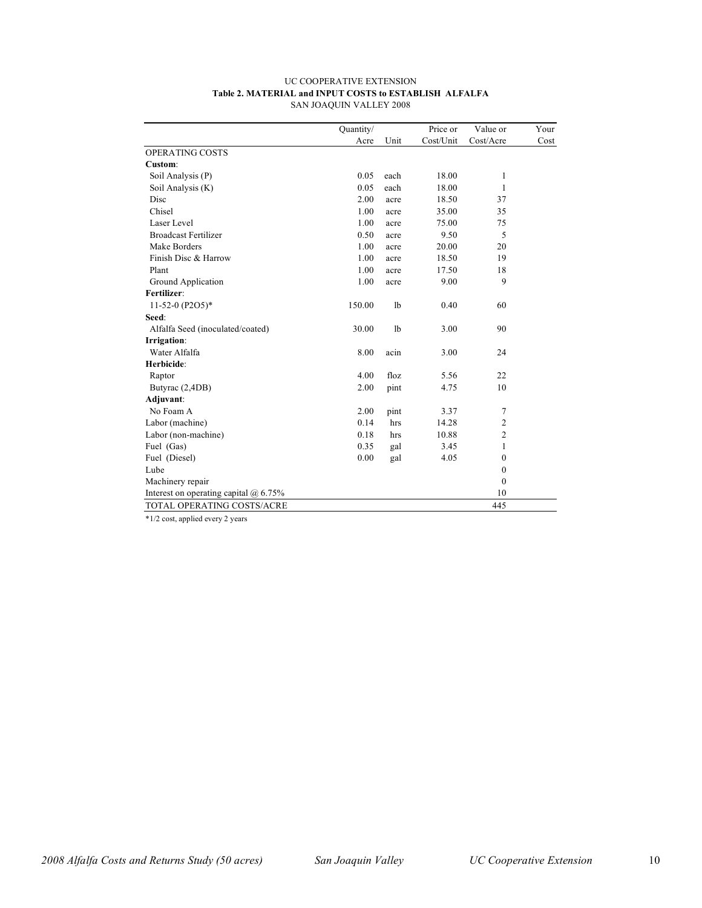UC COOPERATIVE EXTENSION

**Table 2. MATERIAL and INPUT COSTS to ESTABLISH ALFALFA**

SAN JOAQUIN VALLEY 2008

| | Quantity/ Acre | Unit | Price or Cost/Unit | Value or Cost/Acre | Your Cost |
|---|---|---|---|---|---|
| OPERATING COSTS | | | | | |
| **Custom**: | | | | | |
| Soil Analysis (P) | 0.05 | each | 18.00 | 1 | |
| Soil Analysis (K) | 0.05 | each | 18.00 | 1 | |
| Disc | 2.00 | acre | 18.50 | 37 | |
| Chisel | 1.00 | acre | 35.00 | 35 | |
| Laser Level | 1.00 | acre | 75.00 | 75 | |
| Broadcast Fertilizer | 0.50 | acre | 9.50 | 5 | |
| Make Borders | 1.00 | acre | 20.00 | 20 | |
| Finish Disc & Harrow | 1.00 | acre | 18.50 | 19 | |
| Plant | 1.00 | acre | 17.50 | 18 | |
| Ground Application | 1.00 | acre | 9.00 | 9 | |
| **Fertilizer**: | | | | | |
| 11-52-0 (P2O5)* | 150.00 | lb | 0.40 | 60 | |
| **Seed**: | | | | | |
| Alfalfa Seed (inoculated/coated) | 30.00 | lb | 3.00 | 90 | |
| **Irrigation**: | | | | | |
| Water Alfalfa | 8.00 | acin | 3.00 | 24 | |
| **Herbicide**: | | | | | |
| Raptor | 4.00 | floz | 5.56 | 22 | |
| Butyrac (2,4DB) | 2.00 | pint | 4.75 | 10 | |
| **Adjuvant**: | | | | | |
| No Foam A | 2.00 | pint | 3.37 | 7 | |
| Labor (machine) | 0.14 | hrs | 14.28 | 2 | |
| Labor (non-machine) | 0.18 | hrs | 10.88 | 2 | |
| Fuel (Gas) | 0.35 | gal | 3.45 | 1 | |
| Fuel (Diesel) | 0.00 | gal | 4.05 | 0 | |
| Lube | | | | 0 | |
| Machinery repair | | | | 0 | |
| Interest on operating capital @ 6.75% | | | | 10 | |
| TOTAL OPERATING COSTS/ACRE | | | | 445 | |

*1/2 cost, applied every 2 years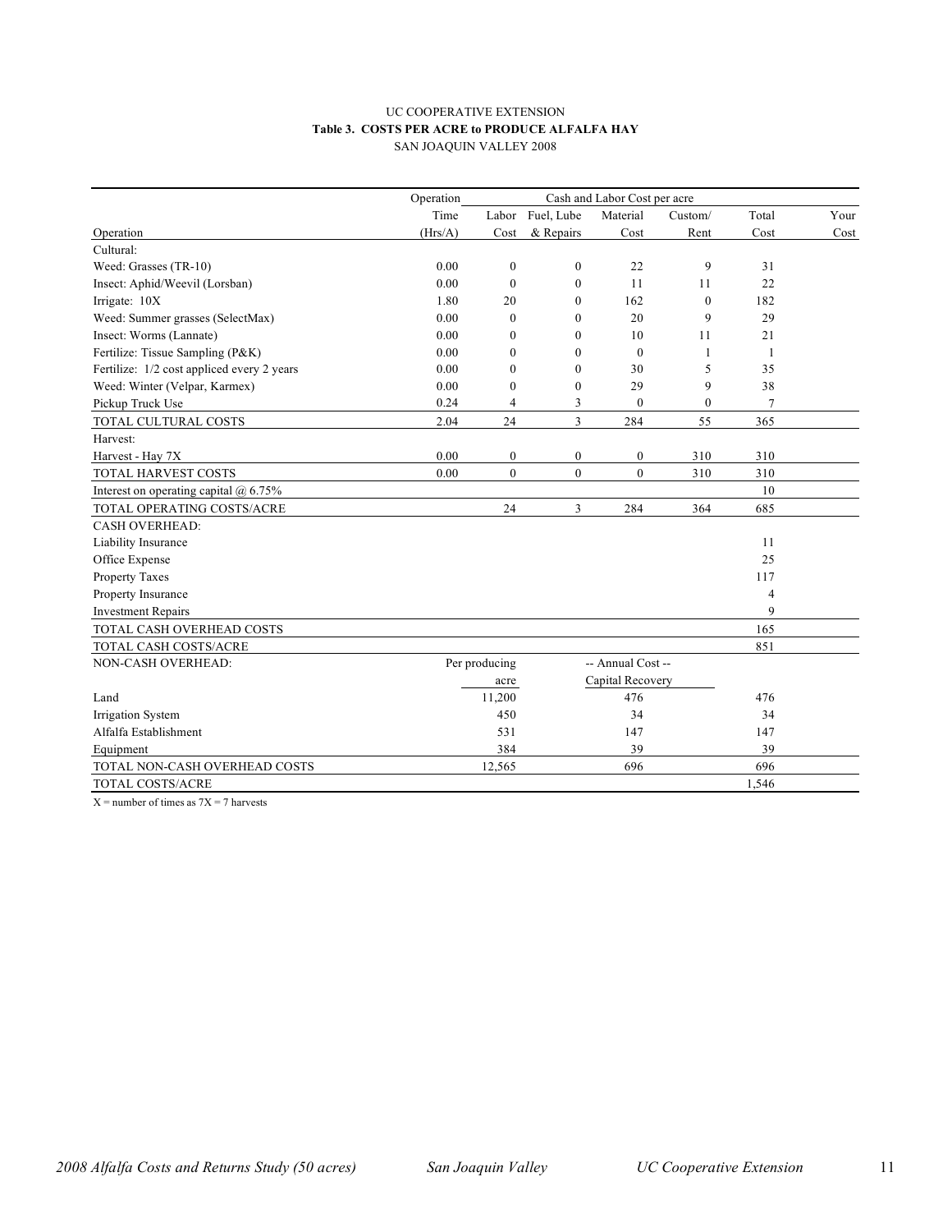UC COOPERATIVE EXTENSION

**Table 3. COSTS PER ACRE to PRODUCE ALFALFA HAY**

SAN JOAQUIN VALLEY 2008

| | Operation | Cash and Labor Cost per acre | | | | | |
|---|---|---|---|---|---|---|---|
| | Time | Labor | Fuel, Lube | Material | Custom/ | Total | Your |
| Operation | (Hrs/A) | Cost | & Repairs | Cost | Rent | Cost | Cost |
| Cultural: | | | | | | | |
| Weed: Grasses (TR-10) | 0.00 | 0 | 0 | 22 | 9 | 31 | |
| Insect: Aphid/Weevil (Lorsban) | 0.00 | 0 | 0 | 11 | 11 | 22 | |
| Irrigate: 10X | 1.80 | 20 | 0 | 162 | 0 | 182 | |
| Weed: Summer grasses (SelectMax) | 0.00 | 0 | 0 | 20 | 9 | 29 | |
| Insect: Worms (Lannate) | 0.00 | 0 | 0 | 10 | 11 | 21 | |
| Fertilize: Tissue Sampling (P&K) | 0.00 | 0 | 0 | 0 | 1 | 1 | |
| Fertilize: 1/2 cost appliced every 2 years | 0.00 | 0 | 0 | 30 | 5 | 35 | |
| Weed: Winter (Velpar, Karmex) | 0.00 | 0 | 0 | 29 | 9 | 38 | |
| Pickup Truck Use | 0.24 | 4 | 3 | 0 | 0 | 7 | |
| TOTAL CULTURAL COSTS | 2.04 | 24 | 3 | 284 | 55 | 365 | |
| Harvest: | | | | | | | |
| Harvest - Hay 7X | 0.00 | 0 | 0 | 0 | 310 | 310 | |
| TOTAL HARVEST COSTS | 0.00 | 0 | 0 | 0 | 310 | 310 | |
| Interest on operating capital @ 6.75% | | | | | | 10 | |
| TOTAL OPERATING COSTS/ACRE | | 24 | 3 | 284 | 364 | 685 | |
| CASH OVERHEAD: | | | | | | | |
| Liability Insurance | | | | | | 11 | |
| Office Expense | | | | | | 25 | |
| Property Taxes | | | | | | 117 | |
| Property Insurance | | | | | | 4 | |
| Investment Repairs | | | | | | 9 | |
| TOTAL CASH OVERHEAD COSTS | | | | | | 165 | |
| TOTAL CASH COSTS/ACRE | | | | | | 851 | |
| NON-CASH OVERHEAD: | | Per producing acre | | -- Annual Cost -- Capital Recovery | | | |
| Land | | 11,200 | | 476 | | 476 | |
| Irrigation System | | 450 | | 34 | | 34 | |
| Alfalfa Establishment | | 531 | | 147 | | 147 | |
| Equipment | | 384 | | 39 | | 39 | |
| TOTAL NON-CASH OVERHEAD COSTS | | 12,565 | | 696 | | 696 | |
| TOTAL COSTS/ACRE | | | | | | 1,546 | |

X = number of times as 7X = 7 harvests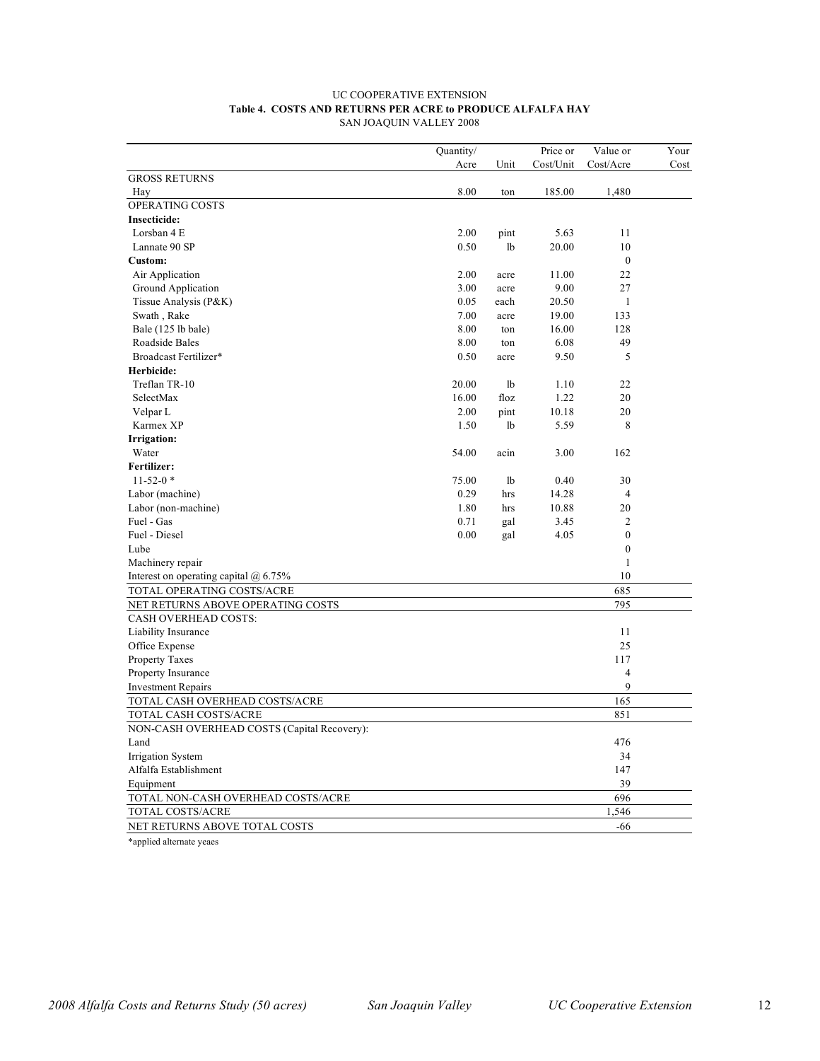UC COOPERATIVE EXTENSION

**Table 4. COSTS AND RETURNS PER ACRE to PRODUCE ALFALFA HAY**

SAN JOAQUIN VALLEY 2008

| | Quantity/ Acre | Unit | Price or Cost/Unit | Value or Cost/Acre | Your Cost |
|---|---|---|---|---|---|
| GROSS RETURNS | | | | | |
| Hay | 8.00 | ton | 185.00 | 1,480 | |
| OPERATING COSTS | | | | | |
| **Insecticide:** | | | | | |
| Lorsban 4 E | 2.00 | pint | 5.63 | 11 | |
| Lannate 90 SP | 0.50 | lb | 20.00 | 10 | |
| **Custom:** | | | | 0 | |
| Air Application | 2.00 | acre | 11.00 | 22 | |
| Ground Application | 3.00 | acre | 9.00 | 27 | |
| Tissue Analysis (P&K) | 0.05 | each | 20.50 | 1 | |
| Swath , Rake | 7.00 | acre | 19.00 | 133 | |
| Bale (125 lb bale) | 8.00 | ton | 16.00 | 128 | |
| Roadside Bales | 8.00 | ton | 6.08 | 49 | |
| Broadcast Fertilizer* | 0.50 | acre | 9.50 | 5 | |
| **Herbicide:** | | | | | |
| Treflan TR-10 | 20.00 | lb | 1.10 | 22 | |
| SelectMax | 16.00 | floz | 1.22 | 20 | |
| Velpar L | 2.00 | pint | 10.18 | 20 | |
| Karmex XP | 1.50 | lb | 5.59 | 8 | |
| **Irrigation:** | | | | | |
| Water | 54.00 | acin | 3.00 | 162 | |
| **Fertilizer:** | | | | | |
| 11-52-0 * | 75.00 | lb | 0.40 | 30 | |
| Labor (machine) | 0.29 | hrs | 14.28 | 4 | |
| Labor (non-machine) | 1.80 | hrs | 10.88 | 20 | |
| Fuel - Gas | 0.71 | gal | 3.45 | 2 | |
| Fuel - Diesel | 0.00 | gal | 4.05 | 0 | |
| Lube | | | | 0 | |
| Machinery repair | | | | 1 | |
| Interest on operating capital @ 6.75% | | | | 10 | |
| TOTAL OPERATING COSTS/ACRE | | | | 685 | |
| NET RETURNS ABOVE OPERATING COSTS | | | | 795 | |
| CASH OVERHEAD COSTS: | | | | | |
| Liability Insurance | | | | 11 | |
| Office Expense | | | | 25 | |
| Property Taxes | | | | 117 | |
| Property Insurance | | | | 4 | |
| Investment Repairs | | | | 9 | |
| TOTAL CASH OVERHEAD COSTS/ACRE | | | | 165 | |
| TOTAL CASH COSTS/ACRE | | | | 851 | |
| NON-CASH OVERHEAD COSTS (Capital Recovery): | | | | | |
| Land | | | | 476 | |
| Irrigation System | | | | 34 | |
| Alfalfa Establishment | | | | 147 | |
| Equipment | | | | 39 | |
| TOTAL NON-CASH OVERHEAD COSTS/ACRE | | | | 696 | |
| TOTAL COSTS/ACRE | | | | 1,546 | |
| NET RETURNS ABOVE TOTAL COSTS | | | | -66 | |

*applied alternate yeaes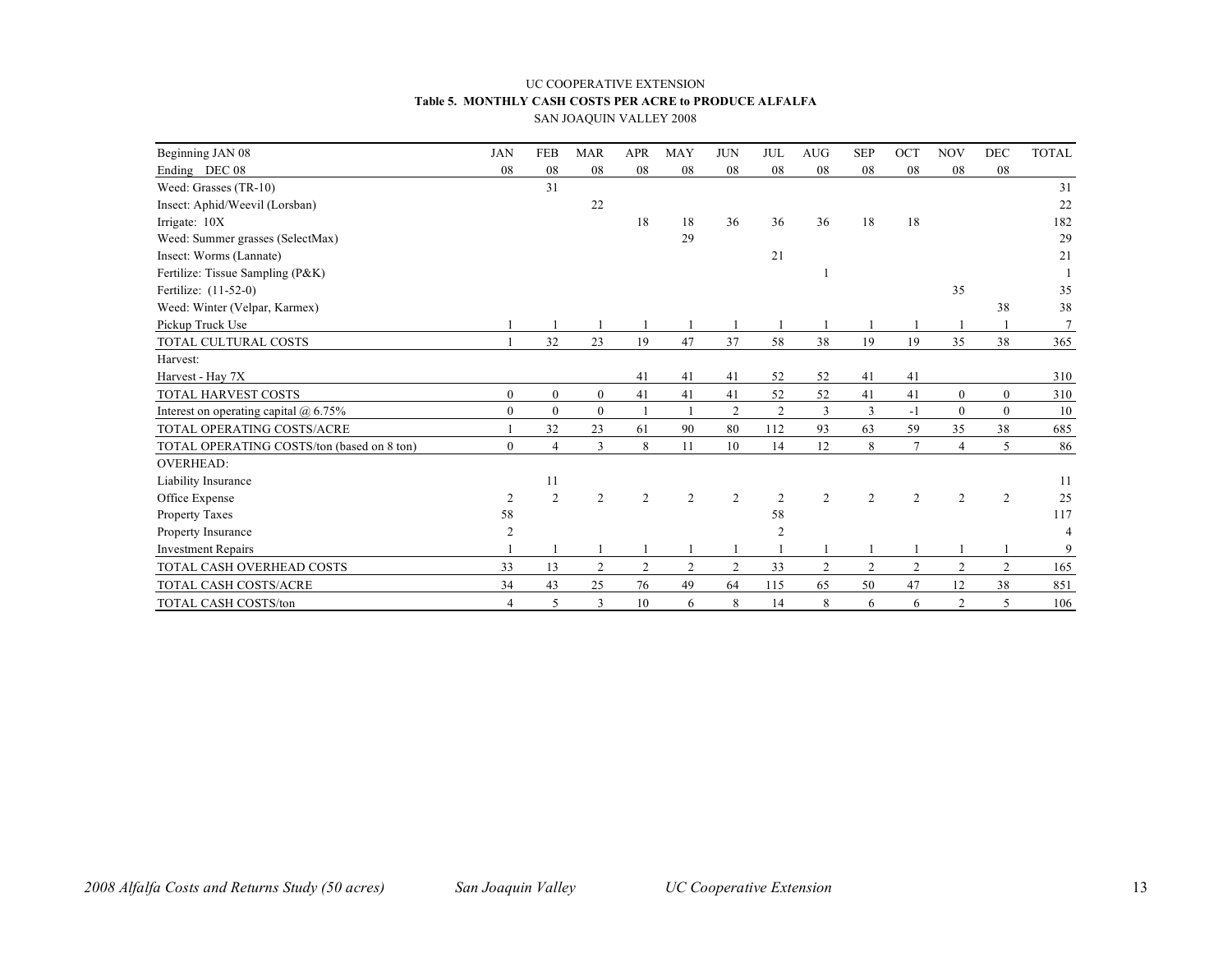UC COOPERATIVE EXTENSION

**Table 5. MONTHLY CASH COSTS PER ACRE to PRODUCE ALFALFA**

SAN JOAQUIN VALLEY 2008

| Beginning JAN 08 | JAN | FEB | MAR | APR | MAY | JUN | JUL | AUG | SEP | OCT | NOV | DEC | TOTAL |
|---|---|---|---|---|---|---|---|---|---|---|---|---|---|
| Ending DEC 08 | 08 | 08 | 08 | 08 | 08 | 08 | 08 | 08 | 08 | 08 | 08 | 08 | |
| Weed: Grasses (TR-10) | | 31 | | | | | | | | | | | 31 |
| Insect: Aphid/Weevil (Lorsban) | | | 22 | | | | | | | | | | 22 |
| Irrigate: 10X | | | | 18 | 18 | 36 | 36 | 36 | 18 | 18 | | | 182 |
| Weed: Summer grasses (SelectMax) | | | | | 29 | | | | | | | | 29 |
| Insect: Worms (Lannate) | | | | | | | 21 | | | | | | 21 |
| Fertilize: Tissue Sampling (P&K) | | | | | | | | 1 | | | | | 1 |
| Fertilize: (11-52-0) | | | | | | | | | | | 35 | | 35 |
| Weed: Winter (Velpar, Karmex) | | | | | | | | | | | | 38 | 38 |
| Pickup Truck Use | 1 | 1 | 1 | 1 | 1 | 1 | 1 | 1 | 1 | 1 | 1 | 1 | 7 |
| TOTAL CULTURAL COSTS | 1 | 32 | 23 | 19 | 47 | 37 | 58 | 38 | 19 | 19 | 35 | 38 | 365 |
| Harvest: | | | | | | | | | | | | | |
| Harvest - Hay 7X | | | | 41 | 41 | 41 | 52 | 52 | 41 | 41 | | | 310 |
| TOTAL HARVEST COSTS | 0 | 0 | 0 | 41 | 41 | 41 | 52 | 52 | 41 | 41 | 0 | 0 | 310 |
| Interest on operating capital @ 6.75% | 0 | 0 | 0 | 1 | 1 | 2 | 2 | 3 | 3 | -1 | 0 | 0 | 10 |
| TOTAL OPERATING COSTS/ACRE | 1 | 32 | 23 | 61 | 90 | 80 | 112 | 93 | 63 | 59 | 35 | 38 | 685 |
| TOTAL OPERATING COSTS/ton (based on 8 ton) | 0 | 4 | 3 | 8 | 11 | 10 | 14 | 12 | 8 | 7 | 4 | 5 | 86 |
| OVERHEAD: | | | | | | | | | | | | | |
| Liability Insurance | | 11 | | | | | | | | | | | 11 |
| Office Expense | 2 | 2 | 2 | 2 | 2 | 2 | 2 | 2 | 2 | 2 | 2 | 2 | 25 |
| Property Taxes | 58 | | | | | | 58 | | | | | | 117 |
| Property Insurance | 2 | | | | | | 2 | | | | | | 4 |
| Investment Repairs | 1 | 1 | 1 | 1 | 1 | 1 | 1 | 1 | 1 | 1 | 1 | 1 | 9 |
| TOTAL CASH OVERHEAD COSTS | 33 | 13 | 2 | 2 | 2 | 2 | 33 | 2 | 2 | 2 | 2 | 2 | 165 |
| TOTAL CASH COSTS/ACRE | 34 | 43 | 25 | 76 | 49 | 64 | 115 | 65 | 50 | 47 | 12 | 38 | 851 |
| TOTAL CASH COSTS/ton | 4 | 5 | 3 | 10 | 6 | 8 | 14 | 8 | 6 | 6 | 2 | 5 | 106 |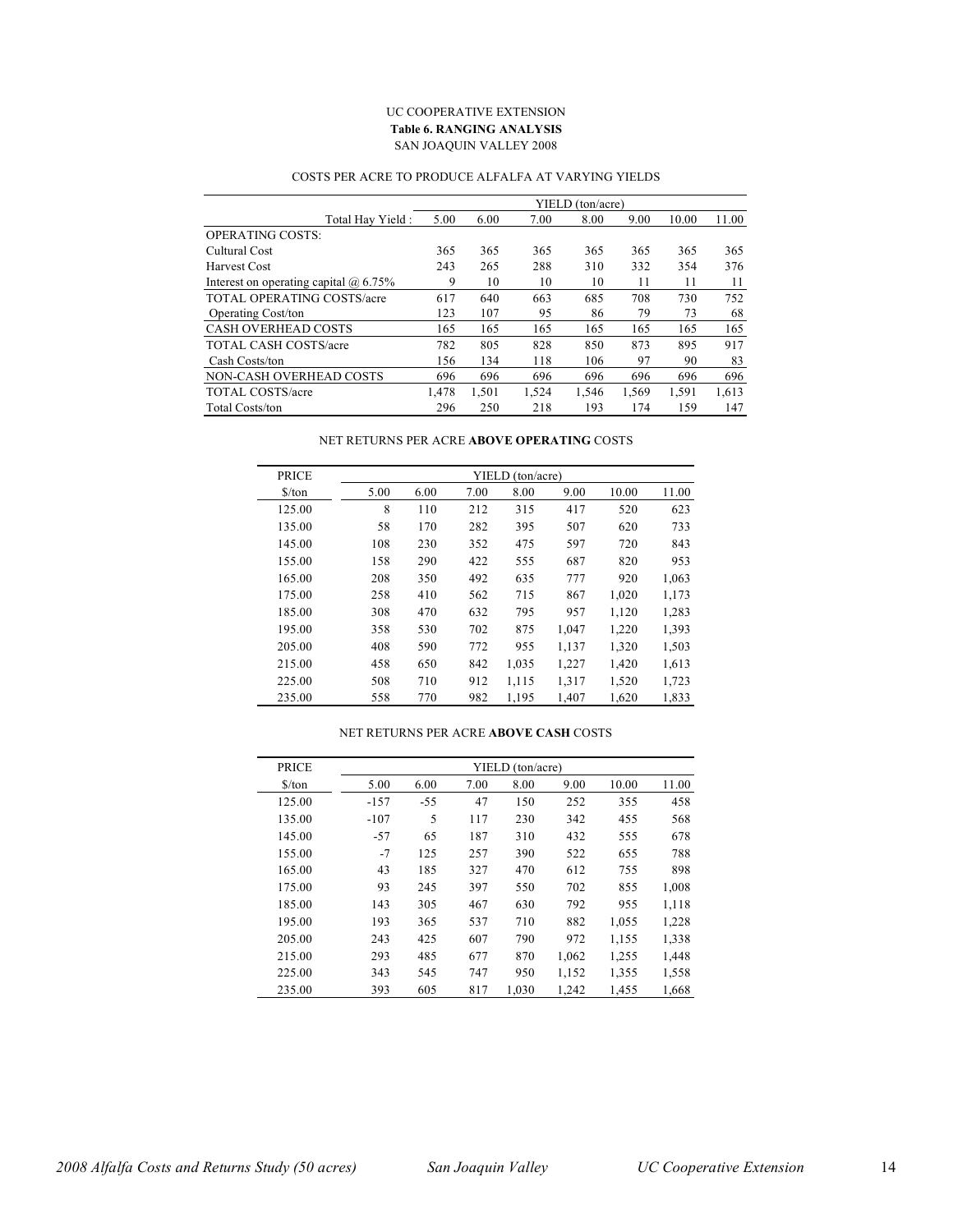UC COOPERATIVE EXTENSION

**Table 6. RANGING ANALYSIS**

SAN JOAQUIN VALLEY 2008

COSTS PER ACRE TO PRODUCE ALFALFA AT VARYING YIELDS

| | YIELD (ton/acre) | | | | | | |
|---|---|---|---|---|---|---|---|
| Total Hay Yield : | 5.00 | 6.00 | 7.00 | 8.00 | 9.00 | 10.00 | 11.00 |
| OPERATING COSTS: | | | | | | | |
| Cultural Cost | 365 | 365 | 365 | 365 | 365 | 365 | 365 |
| Harvest Cost | 243 | 265 | 288 | 310 | 332 | 354 | 376 |
| Interest on operating capital @ 6.75% | 9 | 10 | 10 | 10 | 11 | 11 | 11 |
| TOTAL OPERATING COSTS/acre | 617 | 640 | 663 | 685 | 708 | 730 | 752 |
| Operating Cost/ton | 123 | 107 | 95 | 86 | 79 | 73 | 68 |
| CASH OVERHEAD COSTS | 165 | 165 | 165 | 165 | 165 | 165 | 165 |
| TOTAL CASH COSTS/acre | 782 | 805 | 828 | 850 | 873 | 895 | 917 |
| Cash Costs/ton | 156 | 134 | 118 | 106 | 97 | 90 | 83 |
| NON-CASH OVERHEAD COSTS | 696 | 696 | 696 | 696 | 696 | 696 | 696 |
| TOTAL COSTS/acre | 1,478 | 1,501 | 1,524 | 1,546 | 1,569 | 1,591 | 1,613 |
| Total Costs/ton | 296 | 250 | 218 | 193 | 174 | 159 | 147 |

NET RETURNS PER ACRE **ABOVE OPERATING** COSTS

| PRICE | YIELD (ton/acre) | | | | | | |
|---|---|---|---|---|---|---|---|
| $/ton | 5.00 | 6.00 | 7.00 | 8.00 | 9.00 | 10.00 | 11.00 |
| 125.00 | 8 | 110 | 212 | 315 | 417 | 520 | 623 |
| 135.00 | 58 | 170 | 282 | 395 | 507 | 620 | 733 |
| 145.00 | 108 | 230 | 352 | 475 | 597 | 720 | 843 |
| 155.00 | 158 | 290 | 422 | 555 | 687 | 820 | 953 |
| 165.00 | 208 | 350 | 492 | 635 | 777 | 920 | 1,063 |
| 175.00 | 258 | 410 | 562 | 715 | 867 | 1,020 | 1,173 |
| 185.00 | 308 | 470 | 632 | 795 | 957 | 1,120 | 1,283 |
| 195.00 | 358 | 530 | 702 | 875 | 1,047 | 1,220 | 1,393 |
| 205.00 | 408 | 590 | 772 | 955 | 1,137 | 1,320 | 1,503 |
| 215.00 | 458 | 650 | 842 | 1,035 | 1,227 | 1,420 | 1,613 |
| 225.00 | 508 | 710 | 912 | 1,115 | 1,317 | 1,520 | 1,723 |
| 235.00 | 558 | 770 | 982 | 1,195 | 1,407 | 1,620 | 1,833 |

NET RETURNS PER ACRE **ABOVE CASH** COSTS

| PRICE | YIELD (ton/acre) | | | | | | |
|---|---|---|---|---|---|---|---|
| $/ton | 5.00 | 6.00 | 7.00 | 8.00 | 9.00 | 10.00 | 11.00 |
| 125.00 | -157 | -55 | 47 | 150 | 252 | 355 | 458 |
| 135.00 | -107 | 5 | 117 | 230 | 342 | 455 | 568 |
| 145.00 | -57 | 65 | 187 | 310 | 432 | 555 | 678 |
| 155.00 | -7 | 125 | 257 | 390 | 522 | 655 | 788 |
| 165.00 | 43 | 185 | 327 | 470 | 612 | 755 | 898 |
| 175.00 | 93 | 245 | 397 | 550 | 702 | 855 | 1,008 |
| 185.00 | 143 | 305 | 467 | 630 | 792 | 955 | 1,118 |
| 195.00 | 193 | 365 | 537 | 710 | 882 | 1,055 | 1,228 |
| 205.00 | 243 | 425 | 607 | 790 | 972 | 1,155 | 1,338 |
| 215.00 | 293 | 485 | 677 | 870 | 1,062 | 1,255 | 1,448 |
| 225.00 | 343 | 545 | 747 | 950 | 1,152 | 1,355 | 1,558 |
| 235.00 | 393 | 605 | 817 | 1,030 | 1,242 | 1,455 | 1,668 |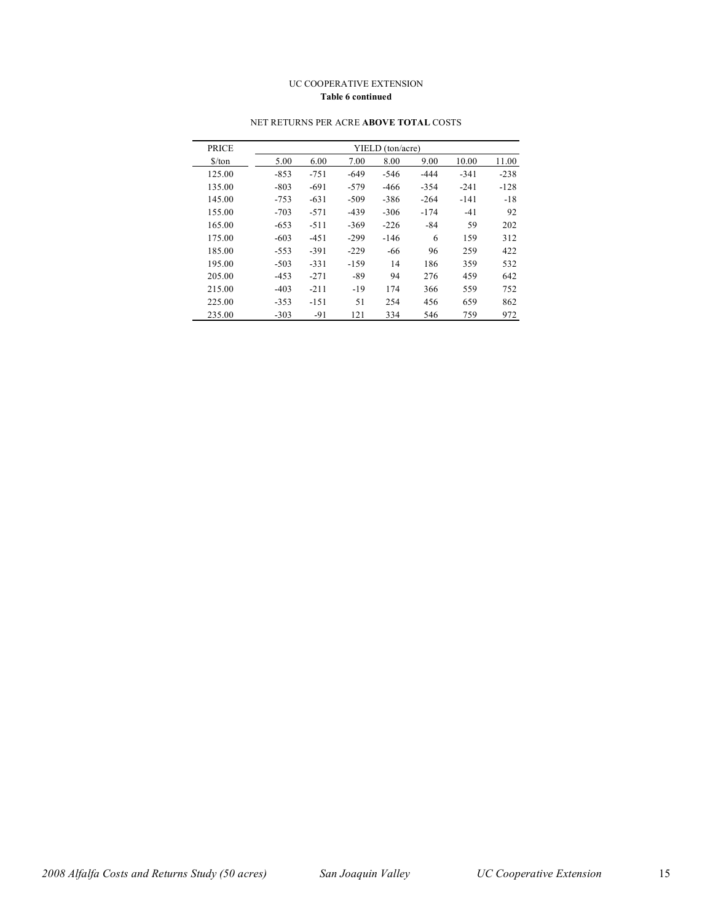UC COOPERATIVE EXTENSION

**Table 6 continued**

NET RETURNS PER ACRE **ABOVE TOTAL** COSTS

| PRICE | YIELD (ton/acre) | | | | | | |
|---|---|---|---|---|---|---|---|
| $/ton | 5.00 | 6.00 | 7.00 | 8.00 | 9.00 | 10.00 | 11.00 |
| 125.00 | -853 | -751 | -649 | -546 | -444 | -341 | -238 |
| 135.00 | -803 | -691 | -579 | -466 | -354 | -241 | -128 |
| 145.00 | -753 | -631 | -509 | -386 | -264 | -141 | -18 |
| 155.00 | -703 | -571 | -439 | -306 | -174 | -41 | 92 |
| 165.00 | -653 | -511 | -369 | -226 | -84 | 59 | 202 |
| 175.00 | -603 | -451 | -299 | -146 | 6 | 159 | 312 |
| 185.00 | -553 | -391 | -229 | -66 | 96 | 259 | 422 |
| 195.00 | -503 | -331 | -159 | 14 | 186 | 359 | 532 |
| 205.00 | -453 | -271 | -89 | 94 | 276 | 459 | 642 |
| 215.00 | -403 | -211 | -19 | 174 | 366 | 559 | 752 |
| 225.00 | -353 | -151 | 51 | 254 | 456 | 659 | 862 |
| 235.00 | -303 | -91 | 121 | 334 | 546 | 759 | 972 |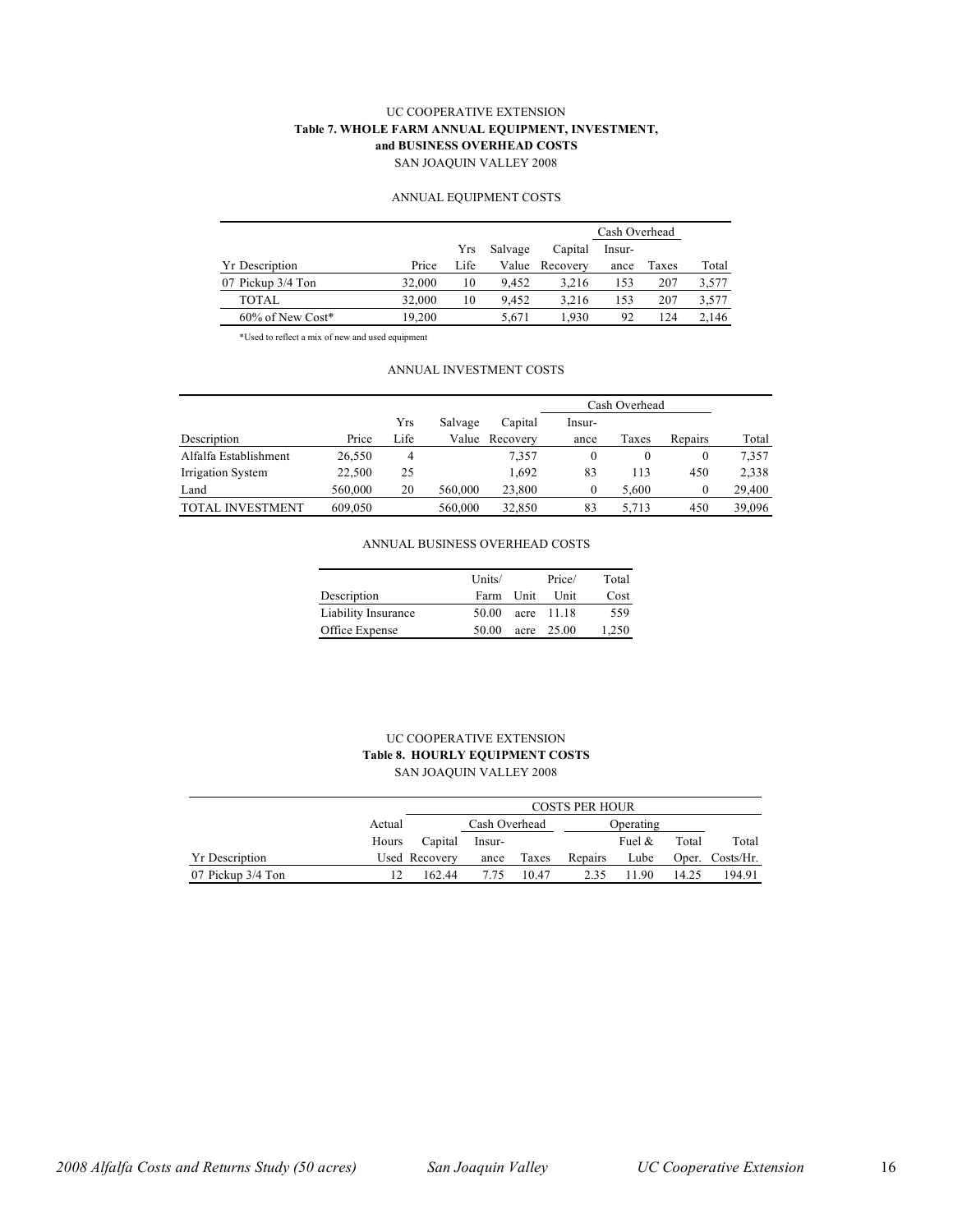UC COOPERATIVE EXTENSION

**Table 7. WHOLE FARM ANNUAL EQUIPMENT, INVESTMENT, and BUSINESS OVERHEAD COSTS**

SAN JOAQUIN VALLEY 2008

ANNUAL EQUIPMENT COSTS

| | | | | | Cash Overhead | | |
|---|---|---|---|---|---|---|---|
| Yr Description | Price | Yrs Life | Salvage Value | Capital Recovery | Insur-ance | Taxes | Total |
| 07 Pickup 3/4 Ton | 32,000 | 10 | 9,452 | 3,216 | 153 | 207 | 3,577 |
| TOTAL | 32,000 | 10 | 9,452 | 3,216 | 153 | 207 | 3,577 |
| 60% of New Cost* | 19,200 | | 5,671 | 1,930 | 92 | 124 | 2,146 |

*Used to reflect a mix of new and used equipment

ANNUAL INVESTMENT COSTS

| | | | | | Cash Overhead | | | |
|---|---|---|---|---|---|---|---|---|
| Description | Price | Yrs Life | Salvage Value | Capital Recovery | Insur-ance | Taxes | Repairs | Total |
| Alfalfa Establishment | 26,550 | 4 | | 7,357 | 0 | 0 | 0 | 7,357 |
| Irrigation System | 22,500 | 25 | | 1,692 | 83 | 113 | 450 | 2,338 |
| Land | 560,000 | 20 | 560,000 | 23,800 | 0 | 5,600 | 0 | 29,400 |
| TOTAL INVESTMENT | 609,050 | | 560,000 | 32,850 | 83 | 5,713 | 450 | 39,096 |

ANNUAL BUSINESS OVERHEAD COSTS

| Description | Units/ Farm | Unit | Price/ Unit | Total Cost |
|---|---|---|---|---|
| Liability Insurance | 50.00 | acre | 11.18 | 559 |
| Office Expense | 50.00 | acre | 25.00 | 1,250 |

UC COOPERATIVE EXTENSION

**Table 8. HOURLY EQUIPMENT COSTS**

SAN JOAQUIN VALLEY 2008

| | | COSTS PER HOUR | | | | | | |
|---|---|---|---|---|---|---|---|---|
| | | | Cash Overhead | | Operating | | | |
| Yr Description | Actual Hours Used | Capital Recovery | Insur-ance | Taxes | Repairs | Fuel & Lube | Total Oper. | Total Costs/Hr. |
| 07 Pickup 3/4 Ton | 12 | 162.44 | 7.75 | 10.47 | 2.35 | 11.90 | 14.25 | 194.91 |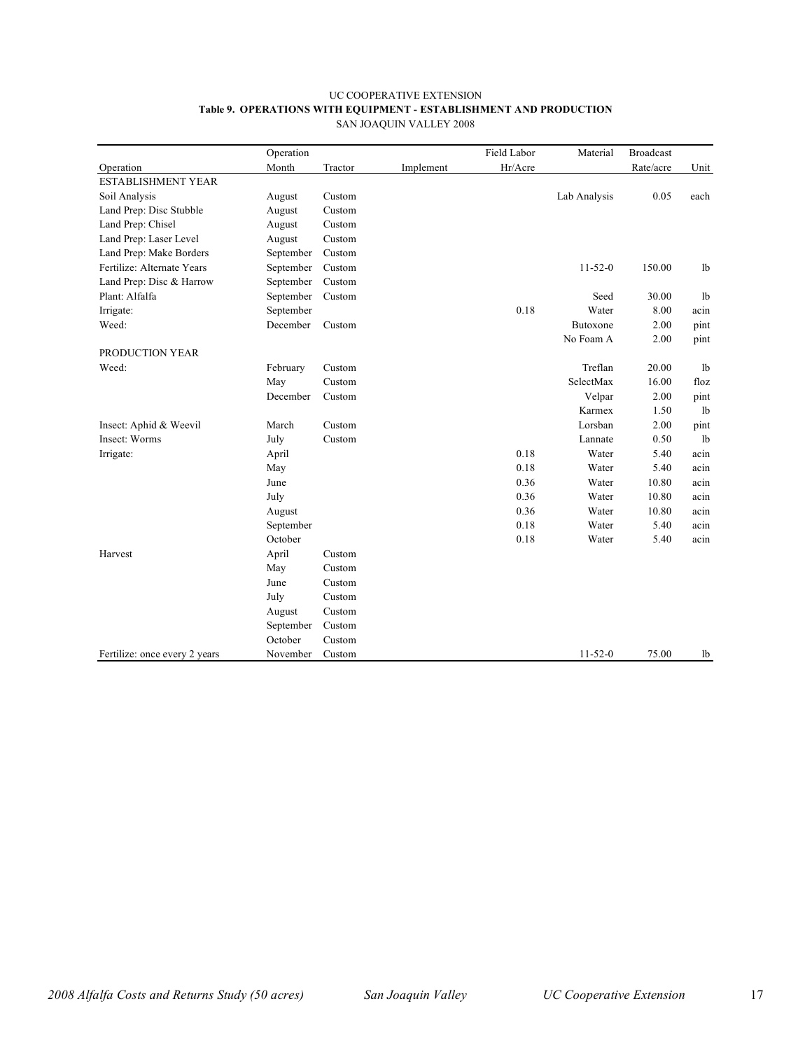UC COOPERATIVE EXTENSION

**Table 9. OPERATIONS WITH EQUIPMENT - ESTABLISHMENT AND PRODUCTION**

SAN JOAQUIN VALLEY 2008

| Operation | Operation Month | Tractor | Implement | Field Labor Hr/Acre | Material | Broadcast Rate/acre | Unit |
|---|---|---|---|---|---|---|---|
| ESTABLISHMENT YEAR | | | | | | | |
| Soil Analysis | August | Custom | | | Lab Analysis | 0.05 | each |
| Land Prep: Disc Stubble | August | Custom | | | | | |
| Land Prep: Chisel | August | Custom | | | | | |
| Land Prep: Laser Level | August | Custom | | | | | |
| Land Prep: Make Borders | September | Custom | | | | | |
| Fertilize: Alternate Years | September | Custom | | | 11-52-0 | 150.00 | lb |
| Land Prep: Disc & Harrow | September | Custom | | | | | |
| Plant: Alfalfa | September | Custom | | | Seed | 30.00 | lb |
| Irrigate: | September | | | 0.18 | Water | 8.00 | acin |
| Weed: | December | Custom | | | Butoxone | 2.00 | pint |
| | | | | | No Foam A | 2.00 | pint |
| PRODUCTION YEAR | | | | | | | |
| Weed: | February | Custom | | | Treflan | 20.00 | lb |
| | May | Custom | | | SelectMax | 16.00 | floz |
| | December | Custom | | | Velpar | 2.00 | pint |
| | | | | | Karmex | 1.50 | lb |
| Insect: Aphid & Weevil | March | Custom | | | Lorsban | 2.00 | pint |
| Insect: Worms | July | Custom | | | Lannate | 0.50 | lb |
| Irrigate: | April | | | 0.18 | Water | 5.40 | acin |
| | May | | | 0.18 | Water | 5.40 | acin |
| | June | | | 0.36 | Water | 10.80 | acin |
| | July | | | 0.36 | Water | 10.80 | acin |
| | August | | | 0.36 | Water | 10.80 | acin |
| | September | | | 0.18 | Water | 5.40 | acin |
| | October | | | 0.18 | Water | 5.40 | acin |
| Harvest | April | Custom | | | | | |
| | May | Custom | | | | | |
| | June | Custom | | | | | |
| | July | Custom | | | | | |
| | August | Custom | | | | | |
| | September | Custom | | | | | |
| | October | Custom | | | | | |
| Fertilize: once every 2 years | November | Custom | | | 11-52-0 | 75.00 | lb |